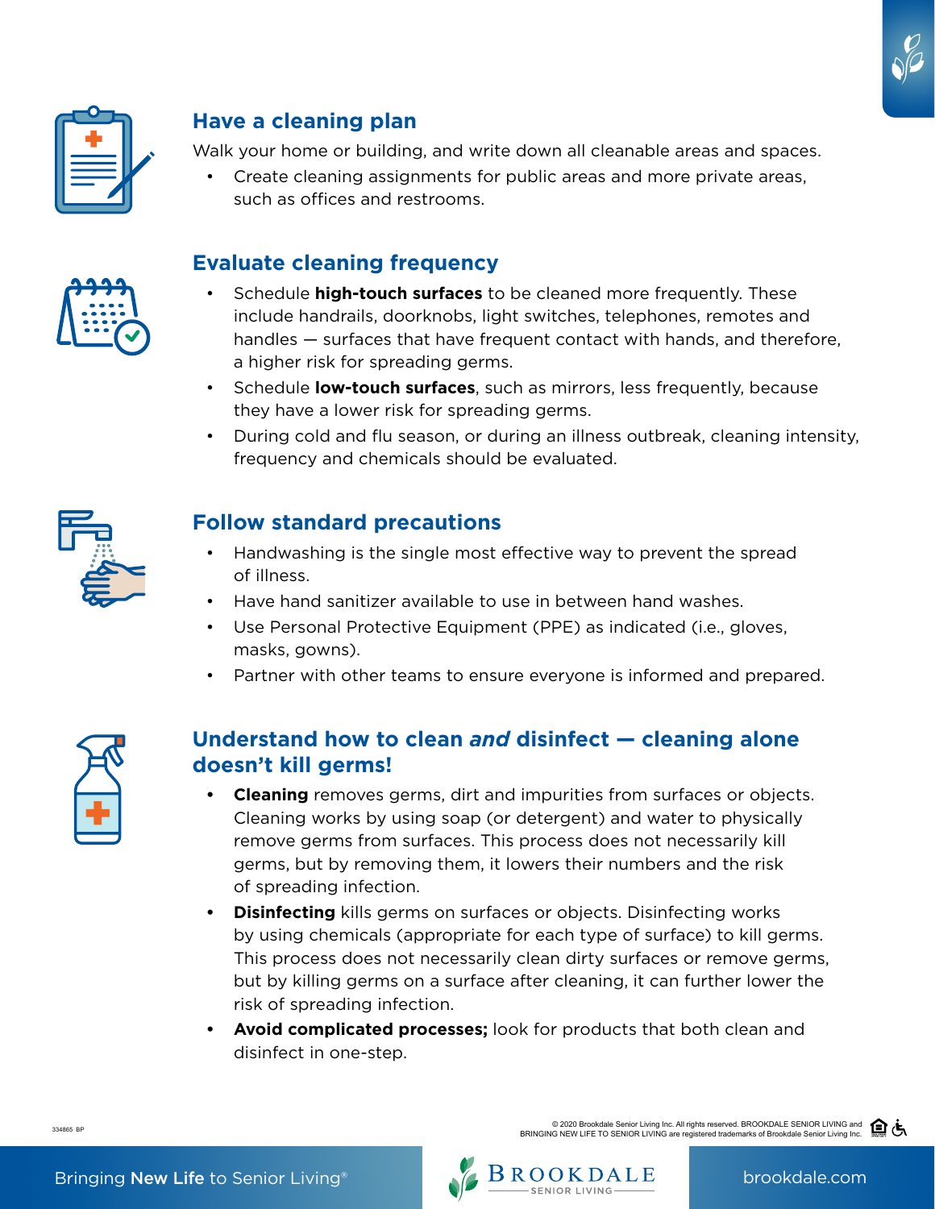## Have a cleaning plan

Walk your home or building, and write down all cleanable areas and spaces.

- Create cleaning assignments for public areas and more private areas, such as offices and restrooms.

## Evaluate cleaning frequency

- Schedule **high-touch surfaces** to be cleaned more frequently. These include handrails, doorknobs, light switches, telephones, remotes and handles — surfaces that have frequent contact with hands, and therefore, a higher risk for spreading germs.
- Schedule **low-touch surfaces**, such as mirrors, less frequently, because they have a lower risk for spreading germs.
- During cold and flu season, or during an illness outbreak, cleaning intensity, frequency and chemicals should be evaluated.

## Follow standard precautions

- Handwashing is the single most effective way to prevent the spread of illness.
- Have hand sanitizer available to use in between hand washes.
- Use Personal Protective Equipment (PPE) as indicated (i.e., gloves, masks, gowns).
- Partner with other teams to ensure everyone is informed and prepared.

## Understand how to clean *and* disinfect — cleaning alone doesn't kill germs!

- **Cleaning** removes germs, dirt and impurities from surfaces or objects. Cleaning works by using soap (or detergent) and water to physically remove germs from surfaces. This process does not necessarily kill germs, but by removing them, it lowers their numbers and the risk of spreading infection.
- **Disinfecting** kills germs on surfaces or objects. Disinfecting works by using chemicals (appropriate for each type of surface) to kill germs. This process does not necessarily clean dirty surfaces or remove germs, but by killing germs on a surface after cleaning, it can further lower the risk of spreading infection.
- **Avoid complicated processes;** look for products that both clean and disinfect in one-step.

334865 BP

© 2020 Brookdale Senior Living Inc. All rights reserved. BROOKDALE SENIOR LIVING and BRINGING NEW LIFE TO SENIOR LIVING are registered trademarks of Brookdale Senior Living Inc.

Bringing **New Life** to Senior Living®

BROOKDALE SENIOR LIVING

brookdale.com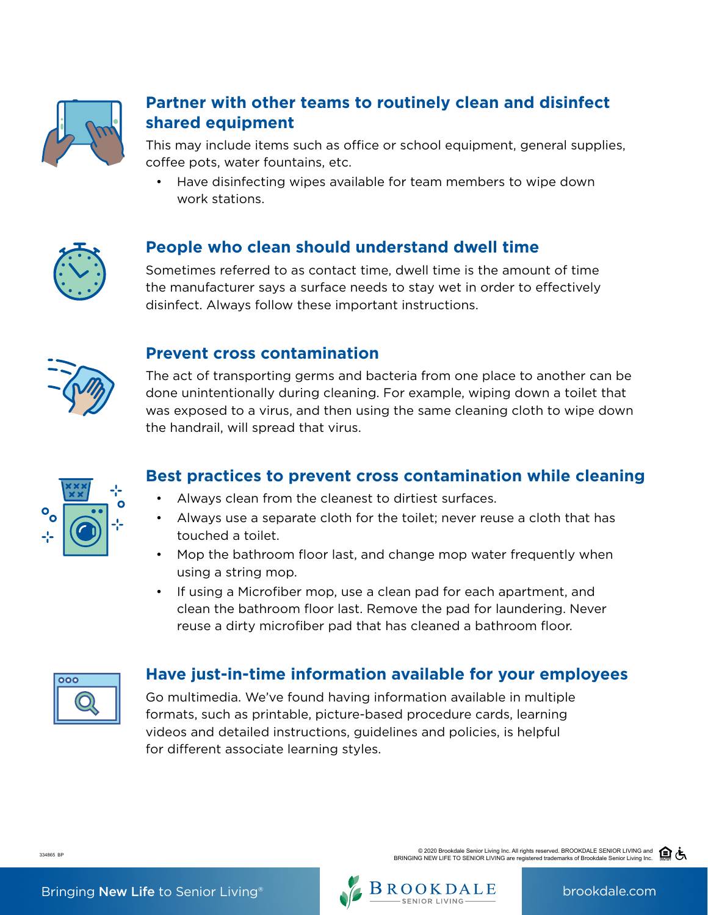## Partner with other teams to routinely clean and disinfect shared equipment

This may include items such as office or school equipment, general supplies, coffee pots, water fountains, etc.

- Have disinfecting wipes available for team members to wipe down work stations.

## People who clean should understand dwell time

Sometimes referred to as contact time, dwell time is the amount of time the manufacturer says a surface needs to stay wet in order to effectively disinfect. Always follow these important instructions.

## Prevent cross contamination

The act of transporting germs and bacteria from one place to another can be done unintentionally during cleaning. For example, wiping down a toilet that was exposed to a virus, and then using the same cleaning cloth to wipe down the handrail, will spread that virus.

## Best practices to prevent cross contamination while cleaning

- Always clean from the cleanest to dirtiest surfaces.
- Always use a separate cloth for the toilet; never reuse a cloth that has touched a toilet.
- Mop the bathroom floor last, and change mop water frequently when using a string mop.
- If using a Microfiber mop, use a clean pad for each apartment, and clean the bathroom floor last. Remove the pad for laundering. Never reuse a dirty microfiber pad that has cleaned a bathroom floor.

## Have just-in-time information available for your employees

Go multimedia. We've found having information available in multiple formats, such as printable, picture-based procedure cards, learning videos and detailed instructions, guidelines and policies, is helpful for different associate learning styles.

334865 BP

© 2020 Brookdale Senior Living Inc. All rights reserved. BROOKDALE SENIOR LIVING and BRINGING NEW LIFE TO SENIOR LIVING are registered trademarks of Brookdale Senior Living Inc.

Bringing **New Life** to Senior Living®

BROOKDALE SENIOR LIVING

brookdale.com